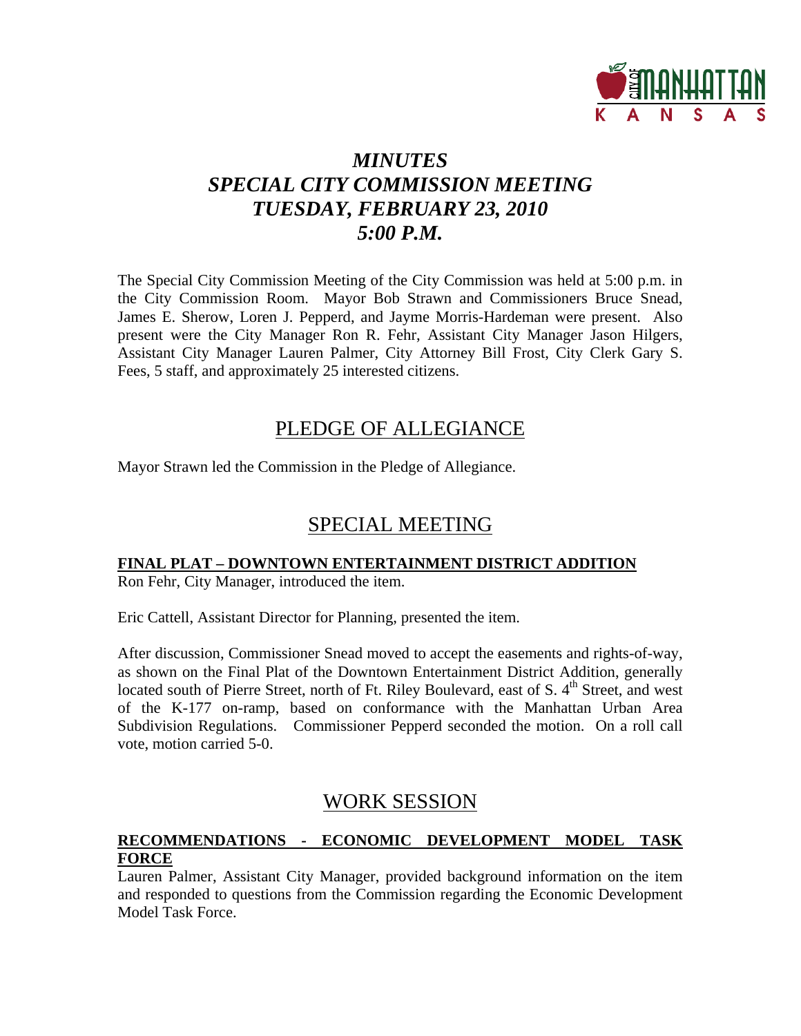# *MINUTES*
# *SPECIAL CITY COMMISSION MEETING*
# *TUESDAY, FEBRUARY 23, 2010*
# *5:00 P.M.*

The Special City Commission Meeting of the City Commission was held at 5:00 p.m. in the City Commission Room. Mayor Bob Strawn and Commissioners Bruce Snead, James E. Sherow, Loren J. Pepperd, and Jayme Morris-Hardeman were present. Also present were the City Manager Ron R. Fehr, Assistant City Manager Jason Hilgers, Assistant City Manager Lauren Palmer, City Attorney Bill Frost, City Clerk Gary S. Fees, 5 staff, and approximately 25 interested citizens.

## PLEDGE OF ALLEGIANCE

Mayor Strawn led the Commission in the Pledge of Allegiance.

## SPECIAL MEETING

### FINAL PLAT – DOWNTOWN ENTERTAINMENT DISTRICT ADDITION

Ron Fehr, City Manager, introduced the item.

Eric Cattell, Assistant Director for Planning, presented the item.

After discussion, Commissioner Snead moved to accept the easements and rights-of-way, as shown on the Final Plat of the Downtown Entertainment District Addition, generally located south of Pierre Street, north of Ft. Riley Boulevard, east of S. 4th Street, and west of the K-177 on-ramp, based on conformance with the Manhattan Urban Area Subdivision Regulations. Commissioner Pepperd seconded the motion. On a roll call vote, motion carried 5-0.

## WORK SESSION

### RECOMMENDATIONS - ECONOMIC DEVELOPMENT MODEL TASK FORCE

Lauren Palmer, Assistant City Manager, provided background information on the item and responded to questions from the Commission regarding the Economic Development Model Task Force.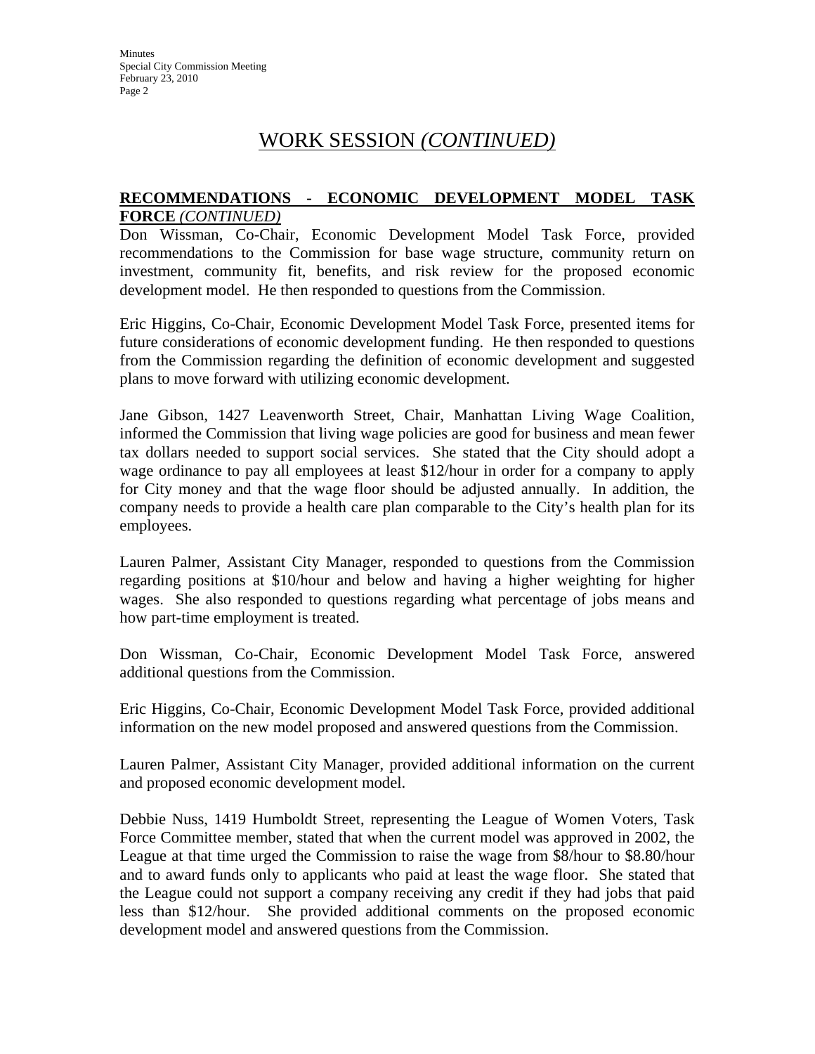# WORK SESSION *(CONTINUED)*

**RECOMMENDATIONS - ECONOMIC DEVELOPMENT MODEL TASK FORCE** *(CONTINUED)*

Don Wissman, Co-Chair, Economic Development Model Task Force, provided recommendations to the Commission for base wage structure, community return on investment, community fit, benefits, and risk review for the proposed economic development model. He then responded to questions from the Commission.

Eric Higgins, Co-Chair, Economic Development Model Task Force, presented items for future considerations of economic development funding. He then responded to questions from the Commission regarding the definition of economic development and suggested plans to move forward with utilizing economic development.

Jane Gibson, 1427 Leavenworth Street, Chair, Manhattan Living Wage Coalition, informed the Commission that living wage policies are good for business and mean fewer tax dollars needed to support social services. She stated that the City should adopt a wage ordinance to pay all employees at least $12/hour in order for a company to apply for City money and that the wage floor should be adjusted annually. In addition, the company needs to provide a health care plan comparable to the City's health plan for its employees.

Lauren Palmer, Assistant City Manager, responded to questions from the Commission regarding positions at $10/hour and below and having a higher weighting for higher wages. She also responded to questions regarding what percentage of jobs means and how part-time employment is treated.

Don Wissman, Co-Chair, Economic Development Model Task Force, answered additional questions from the Commission.

Eric Higgins, Co-Chair, Economic Development Model Task Force, provided additional information on the new model proposed and answered questions from the Commission.

Lauren Palmer, Assistant City Manager, provided additional information on the current and proposed economic development model.

Debbie Nuss, 1419 Humboldt Street, representing the League of Women Voters, Task Force Committee member, stated that when the current model was approved in 2002, the League at that time urged the Commission to raise the wage from $8/hour to $8.80/hour and to award funds only to applicants who paid at least the wage floor. She stated that the League could not support a company receiving any credit if they had jobs that paid less than $12/hour. She provided additional comments on the proposed economic development model and answered questions from the Commission.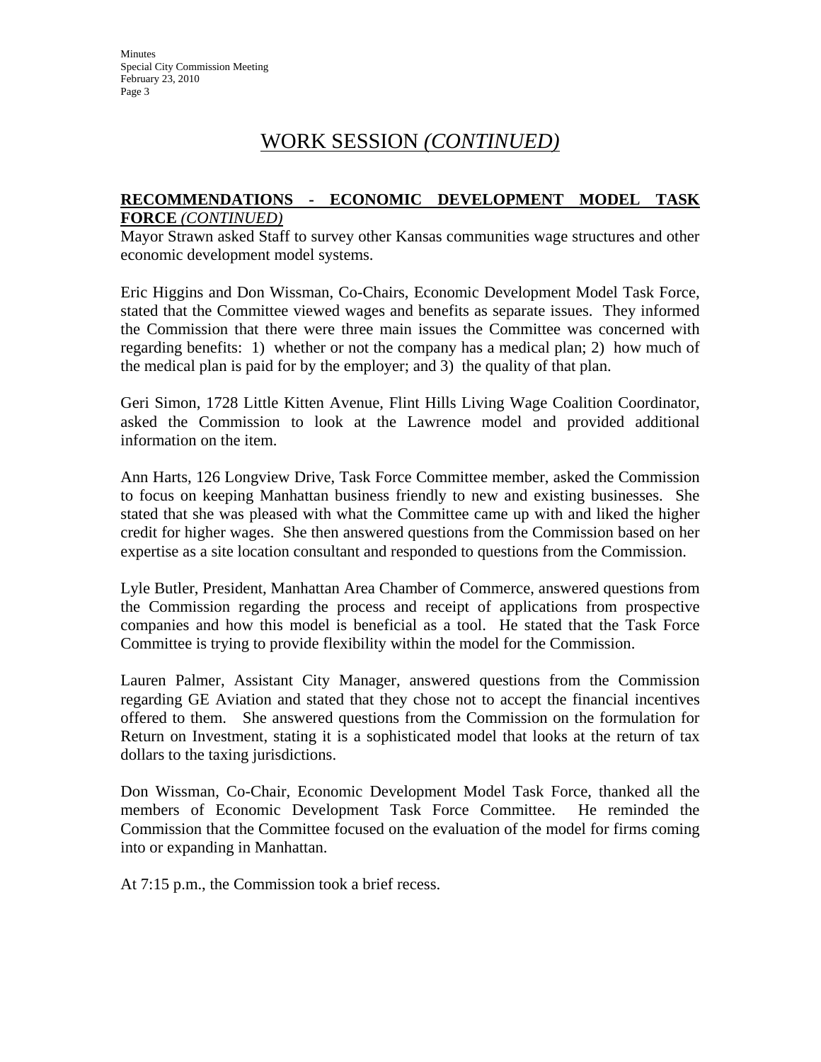# WORK SESSION *(CONTINUED)*

**RECOMMENDATIONS - ECONOMIC DEVELOPMENT MODEL TASK FORCE** *(CONTINUED)*

Mayor Strawn asked Staff to survey other Kansas communities wage structures and other economic development model systems.

Eric Higgins and Don Wissman, Co-Chairs, Economic Development Model Task Force, stated that the Committee viewed wages and benefits as separate issues. They informed the Commission that there were three main issues the Committee was concerned with regarding benefits: 1) whether or not the company has a medical plan; 2) how much of the medical plan is paid for by the employer; and 3) the quality of that plan.

Geri Simon, 1728 Little Kitten Avenue, Flint Hills Living Wage Coalition Coordinator, asked the Commission to look at the Lawrence model and provided additional information on the item.

Ann Harts, 126 Longview Drive, Task Force Committee member, asked the Commission to focus on keeping Manhattan business friendly to new and existing businesses. She stated that she was pleased with what the Committee came up with and liked the higher credit for higher wages. She then answered questions from the Commission based on her expertise as a site location consultant and responded to questions from the Commission.

Lyle Butler, President, Manhattan Area Chamber of Commerce, answered questions from the Commission regarding the process and receipt of applications from prospective companies and how this model is beneficial as a tool. He stated that the Task Force Committee is trying to provide flexibility within the model for the Commission.

Lauren Palmer, Assistant City Manager, answered questions from the Commission regarding GE Aviation and stated that they chose not to accept the financial incentives offered to them. She answered questions from the Commission on the formulation for Return on Investment, stating it is a sophisticated model that looks at the return of tax dollars to the taxing jurisdictions.

Don Wissman, Co-Chair, Economic Development Model Task Force, thanked all the members of Economic Development Task Force Committee. He reminded the Commission that the Committee focused on the evaluation of the model for firms coming into or expanding in Manhattan.

At 7:15 p.m., the Commission took a brief recess.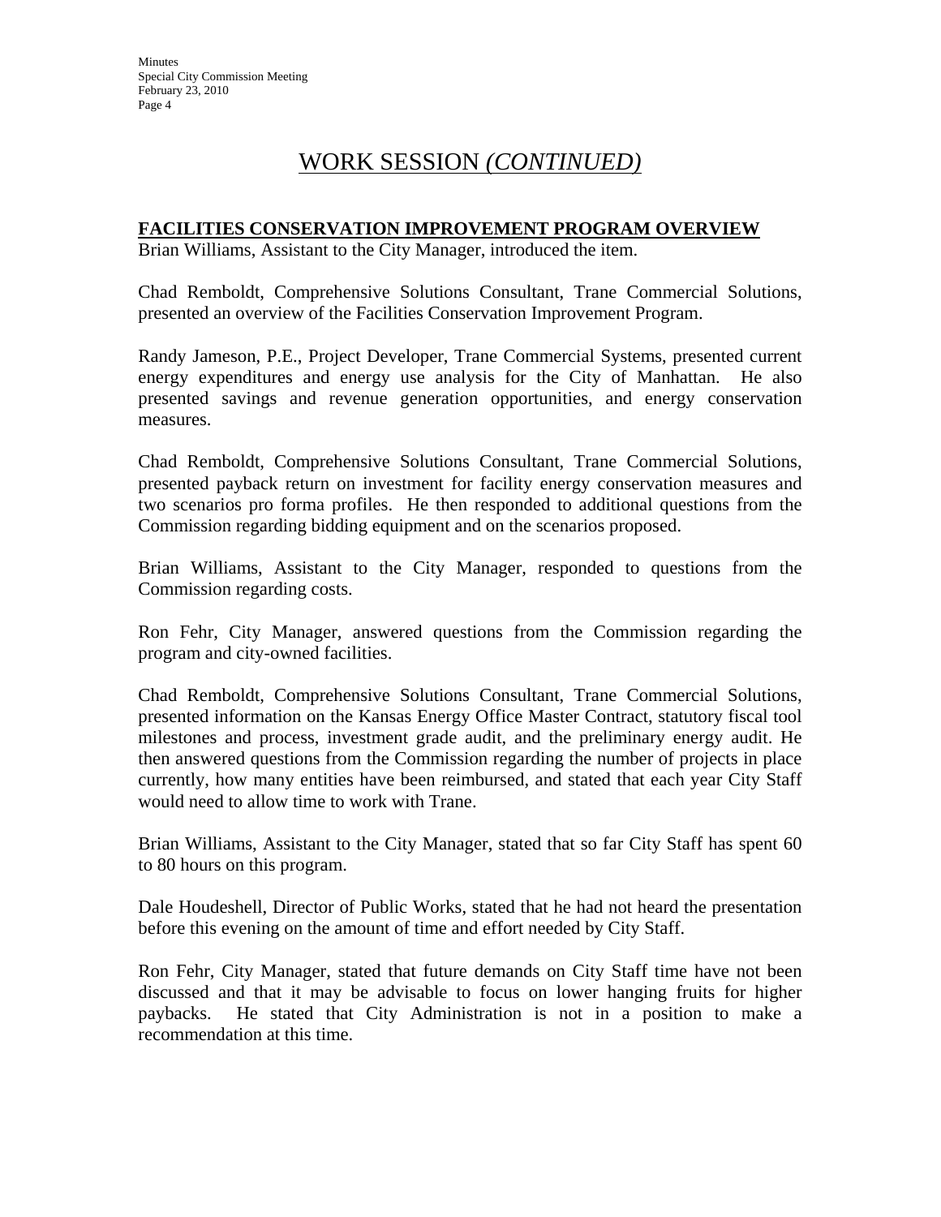## WORK SESSION *(CONTINUED)*

**FACILITIES CONSERVATION IMPROVEMENT PROGRAM OVERVIEW**

Brian Williams, Assistant to the City Manager, introduced the item.

Chad Remboldt, Comprehensive Solutions Consultant, Trane Commercial Solutions, presented an overview of the Facilities Conservation Improvement Program.

Randy Jameson, P.E., Project Developer, Trane Commercial Systems, presented current energy expenditures and energy use analysis for the City of Manhattan. He also presented savings and revenue generation opportunities, and energy conservation measures.

Chad Remboldt, Comprehensive Solutions Consultant, Trane Commercial Solutions, presented payback return on investment for facility energy conservation measures and two scenarios pro forma profiles. He then responded to additional questions from the Commission regarding bidding equipment and on the scenarios proposed.

Brian Williams, Assistant to the City Manager, responded to questions from the Commission regarding costs.

Ron Fehr, City Manager, answered questions from the Commission regarding the program and city-owned facilities.

Chad Remboldt, Comprehensive Solutions Consultant, Trane Commercial Solutions, presented information on the Kansas Energy Office Master Contract, statutory fiscal tool milestones and process, investment grade audit, and the preliminary energy audit. He then answered questions from the Commission regarding the number of projects in place currently, how many entities have been reimbursed, and stated that each year City Staff would need to allow time to work with Trane.

Brian Williams, Assistant to the City Manager, stated that so far City Staff has spent 60 to 80 hours on this program.

Dale Houdeshell, Director of Public Works, stated that he had not heard the presentation before this evening on the amount of time and effort needed by City Staff.

Ron Fehr, City Manager, stated that future demands on City Staff time have not been discussed and that it may be advisable to focus on lower hanging fruits for higher paybacks. He stated that City Administration is not in a position to make a recommendation at this time.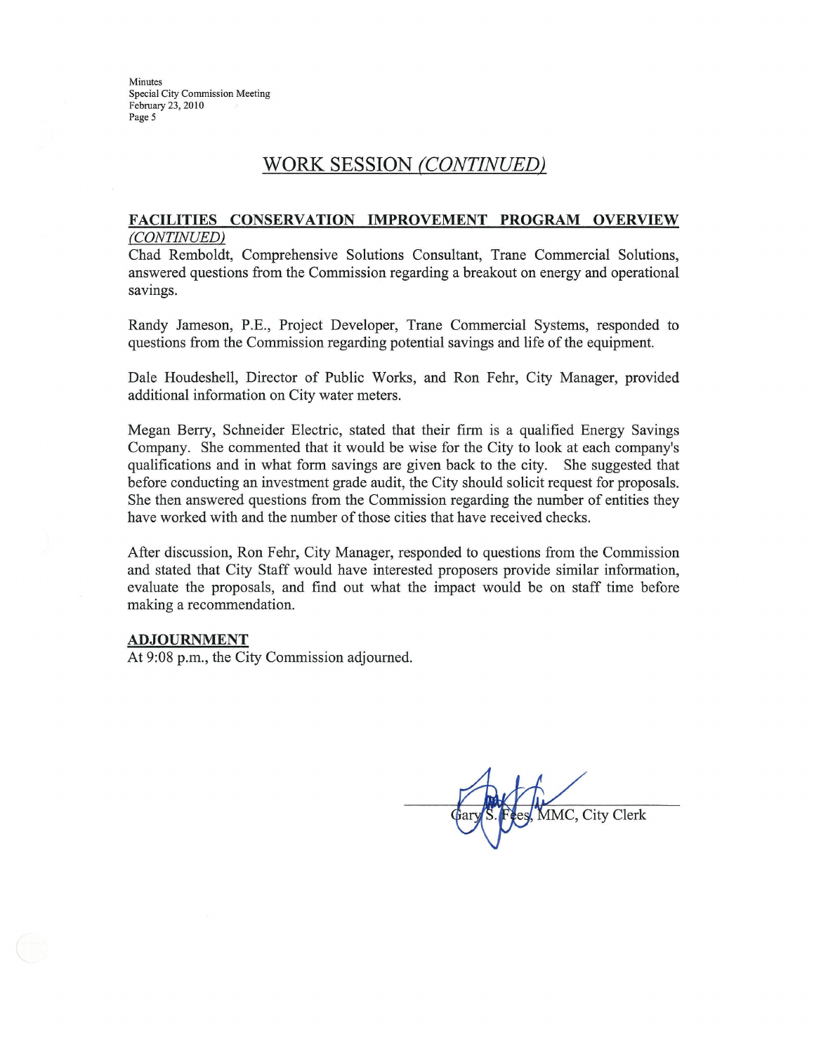## WORK SESSION *(CONTINUED)*

**FACILITIES CONSERVATION IMPROVEMENT PROGRAM OVERVIEW** *(CONTINUED)*

Chad Remboldt, Comprehensive Solutions Consultant, Trane Commercial Solutions, answered questions from the Commission regarding a breakout on energy and operational savings.

Randy Jameson, P.E., Project Developer, Trane Commercial Systems, responded to questions from the Commission regarding potential savings and life of the equipment.

Dale Houdeshell, Director of Public Works, and Ron Fehr, City Manager, provided additional information on City water meters.

Megan Berry, Schneider Electric, stated that their firm is a qualified Energy Savings Company. She commented that it would be wise for the City to look at each company's qualifications and in what form savings are given back to the city. She suggested that before conducting an investment grade audit, the City should solicit request for proposals. She then answered questions from the Commission regarding the number of entities they have worked with and the number of those cities that have received checks.

After discussion, Ron Fehr, City Manager, responded to questions from the Commission and stated that City Staff would have interested proposers provide similar information, evaluate the proposals, and find out what the impact would be on staff time before making a recommendation.

**ADJOURNMENT**

At 9:08 p.m., the City Commission adjourned.

Gary S. Fees, MMC, City Clerk